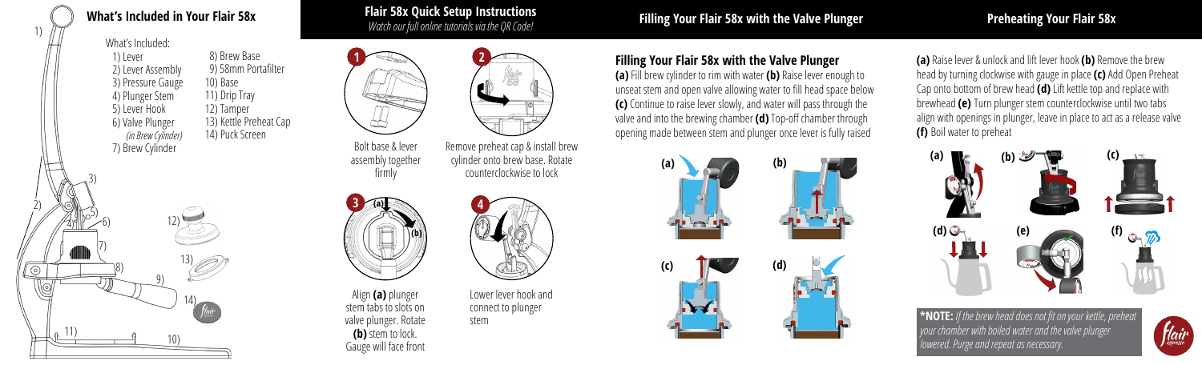## What's Included in Your Flair 58x

What's Included:

1) Lever
2) Lever Assembly
3) Pressure Gauge
4) Plunger Stem
5) Lever Hook
6) Valve Plunger *(in Brew Cylinder)*
7) Brew Cylinder
8) Brew Base
9) 58mm Portafilter
10) Base
11) Drip Tray
12) Tamper
13) Kettle Preheat Cap
14) Puck Screen

## Flair 58x Quick Setup Instructions

*Watch our full online tutorials via the QR Code!*

**1** Bolt base & lever assembly together firmly

**2** Remove preheat cap & install brew cylinder onto brew base. Rotate counterclockwise to lock

**3** Align **(a)** plunger stem tabs to slots on valve plunger. Rotate **(b)** stem to lock. Gauge will face front

**4** Lower lever hook and connect to plunger stem

## Filling Your Flair 58x with the Valve Plunger

### Filling Your Flair 58x with the Valve Plunger

**(a)** Fill brew cylinder to rim with water **(b)** Raise lever enough to unseat stem and open valve allowing water to fill head space below **(c)** Continue to raise lever slowly, and water will pass through the valve and into the brewing chamber **(d)** Top-off chamber through opening made between stem and plunger once lever is fully raised

## Preheating Your Flair 58x

**(a)** Raise lever & unlock and lift lever hook **(b)** Remove the brew head by turning clockwise with gauge in place **(c)** Add Open Preheat Cap onto bottom of brew head **(d)** Lift kettle top and replace with brewhead **(e)** Turn plunger stem counterclockwise until two tabs align with openings in plunger, leave in place to act as a release valve **(f)** Boil water to preheat

**\*NOTE:** *If the brew head does not fit on your kettle, preheat your chamber with boiled water and the valve plunger lowered. Purge and repeat as necessary.*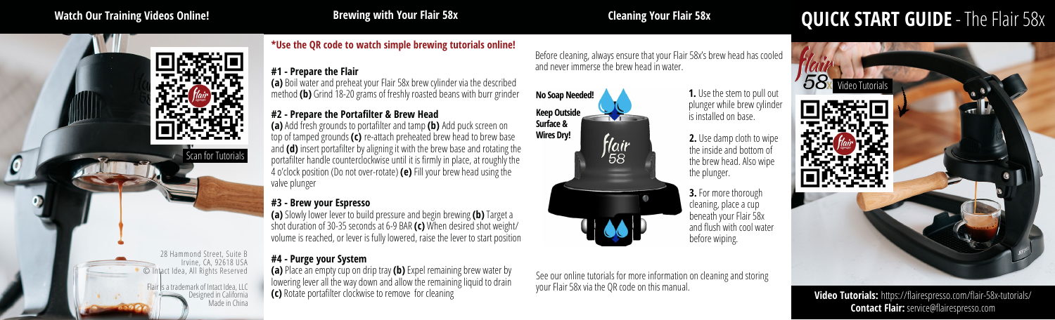## Watch Our Training Videos Online!

Scan for Tutorials

28 Hammond Street, Suite B
Irvine, CA, 92618 USA
© Intact Idea, All Rights Reserved

Flair is a trademark of Intact Idea, LLC
Designed in California
Made in China

## Brewing with Your Flair 58x

**\*Use the QR code to watch simple brewing tutorials online!**

### #1 - Prepare the Flair

**(a)** Boil water and preheat your Flair 58x brew cylinder via the described method **(b)** Grind 18-20 grams of freshly roasted beans with burr grinder

### #2 - Prepare the Portafilter & Brew Head

**(a)** Add fresh grounds to portafilter and tamp **(b)** Add puck screen on top of tamped grounds **(c)** re-attach preheated brew head to brew base and **(d)** insert portafilter by aligning it with the brew base and rotating the portafilter handle counterclockwise until it is firmly in place, at roughly the 4 o'clock position (Do not over-rotate) **(e)** Fill your brew head using the valve plunger

### #3 - Brew your Espresso

**(a)** Slowly lower lever to build pressure and begin brewing **(b)** Target a shot duration of 30-35 seconds at 6-9 BAR **(c)** When desired shot weight/volume is reached, or lever is fully lowered, raise the lever to start position

### #4 - Purge your System

**(a)** Place an empty cup on drip tray **(b)** Expel remaining brew water by lowering lever all the way down and allow the remaining liquid to drain **(c)** Rotate portafilter clockwise to remove for cleaning

## Cleaning Your Flair 58x

Before cleaning, always ensure that your Flair 58x's brew head has cooled and never immerse the brew head in water.

**No Soap Needed!**

**Keep Outside Surface & Wires Dry!**

flair 58

**1.** Use the stem to pull out plunger while brew cylinder is installed on base.

**2.** Use damp cloth to wipe the inside and bottom of the brew head. Also wipe the plunger.

**3.** For more thorough cleaning, place a cup beneath your Flair 58x and flush with cool water before wiping.

See our online tutorials for more information on cleaning and storing your Flair 58x via the QR code on this manual.

# QUICK START GUIDE - The Flair 58x

flair 58x Video Tutorials

**Video Tutorials:** https://flairespresso.com/flair-58x-tutorials/
**Contact Flair:** service@flairespresso.com